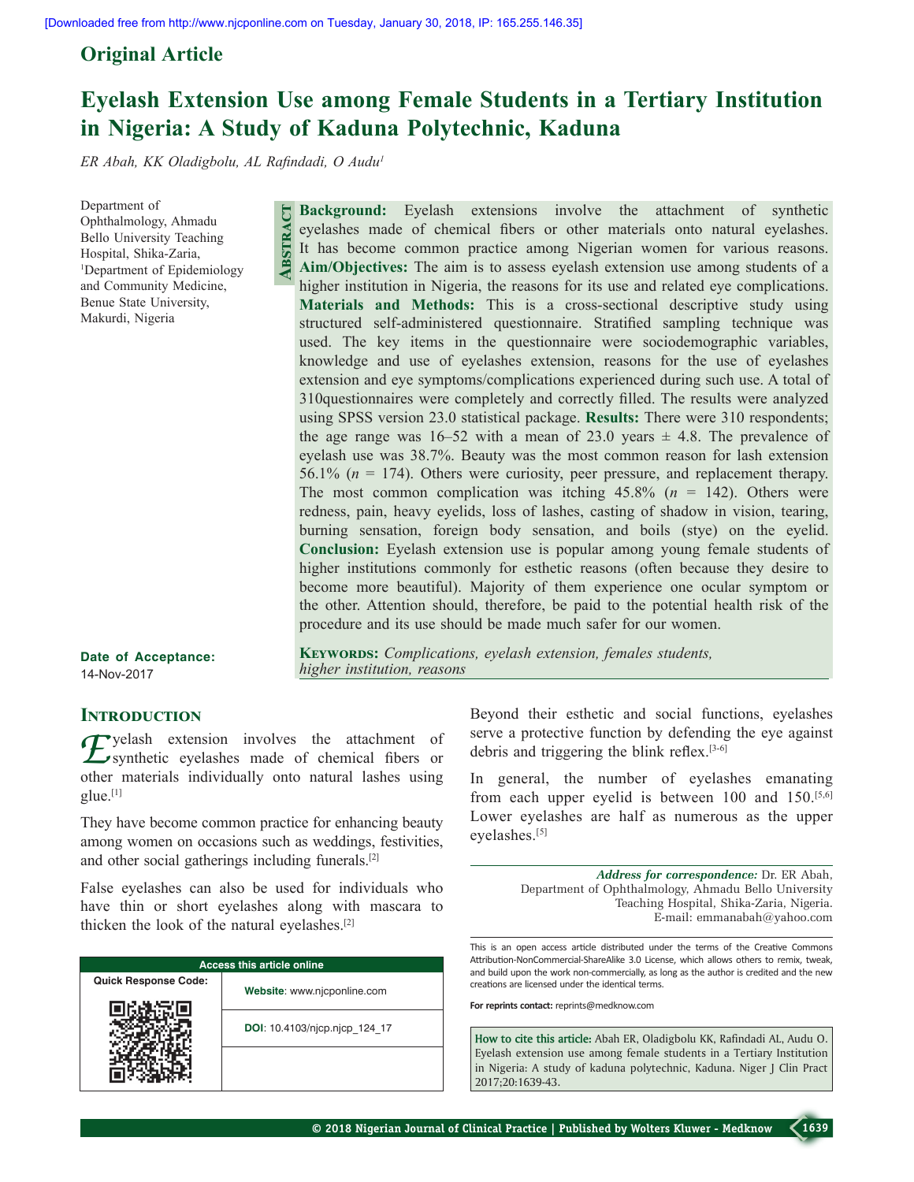Original Article

# Eyelash Extension Use among Female Students in a Tertiary Institution in Nigeria: A Study of Kaduna Polytechnic, Kaduna

*ER Abah, KK Oladigbolu, AL Rafindadi, O Audu*[1]

Department of Ophthalmology, Ahmadu Bello University Teaching Hospital, Shika-Zaria, [1]Department of Epidemiology and Community Medicine, Benue State University, Makurdi, Nigeria

## Abstract

**Background:** Eyelash extensions involve the attachment of synthetic eyelashes made of chemical fibers or other materials onto natural eyelashes. It has become common practice among Nigerian women for various reasons. **Aim/Objectives:** The aim is to assess eyelash extension use among students of a higher institution in Nigeria, the reasons for its use and related eye complications. **Materials and Methods:** This is a cross-sectional descriptive study using structured self-administered questionnaire. Stratified sampling technique was used. The key items in the questionnaire were sociodemographic variables, knowledge and use of eyelashes extension, reasons for the use of eyelashes extension and eye symptoms/complications experienced during such use. A total of 310questionnaires were completely and correctly filled. The results were analyzed using SPSS version 23.0 statistical package. **Results:** There were 310 respondents; the age range was 16–52 with a mean of 23.0 years ± 4.8. The prevalence of eyelash use was 38.7%. Beauty was the most common reason for lash extension 56.1% ($n$ = 174). Others were curiosity, peer pressure, and replacement therapy. The most common complication was itching 45.8% ($n$ = 142). Others were redness, pain, heavy eyelids, loss of lashes, casting of shadow in vision, tearing, burning sensation, foreign body sensation, and boils (stye) on the eyelid. **Conclusion:** Eyelash extension use is popular among young female students of higher institutions commonly for esthetic reasons (often because they desire to become more beautiful). Majority of them experience one ocular symptom or the other. Attention should, therefore, be paid to the potential health risk of the procedure and its use should be made much safer for our women.

**Keywords:** *Complications, eyelash extension, females students, higher institution, reasons*

**Date of Acceptance:** 14-Nov-2017

## Introduction

Eyelash extension involves the attachment of synthetic eyelashes made of chemical fibers or other materials individually onto natural lashes using glue.[1]

They have become common practice for enhancing beauty among women on occasions such as weddings, festivities, and other social gatherings including funerals.[2]

False eyelashes can also be used for individuals who have thin or short eyelashes along with mascara to thicken the look of the natural eyelashes.[2]

Beyond their esthetic and social functions, eyelashes serve a protective function by defending the eye against debris and triggering the blink reflex.[3-6]

In general, the number of eyelashes emanating from each upper eyelid is between 100 and 150.[5,6] Lower eyelashes are half as numerous as the upper eyelashes.[5]

***Address for correspondence:*** Dr. ER Abah, Department of Ophthalmology, Ahmadu Bello University Teaching Hospital, Shika-Zaria, Nigeria. E-mail: emmanabah@yahoo.com

| Access this article online | |
|---|---|
| Quick Response Code: | **Website**: www.njcponline.com |
| | **DOI**: 10.4103/njcp.njcp_124_17 |

This is an open access article distributed under the terms of the Creative Commons Attribution-NonCommercial-ShareAlike 3.0 License, which allows others to remix, tweak, and build upon the work non-commercially, as long as the author is credited and the new creations are licensed under the identical terms.

**For reprints contact:** reprints@medknow.com

**How to cite this article:** Abah ER, Oladigbolu KK, Rafindadi AL, Audu O. Eyelash extension use among female students in a Tertiary Institution in Nigeria: A study of kaduna polytechnic, Kaduna. Niger J Clin Pract 2017;20:1639-43.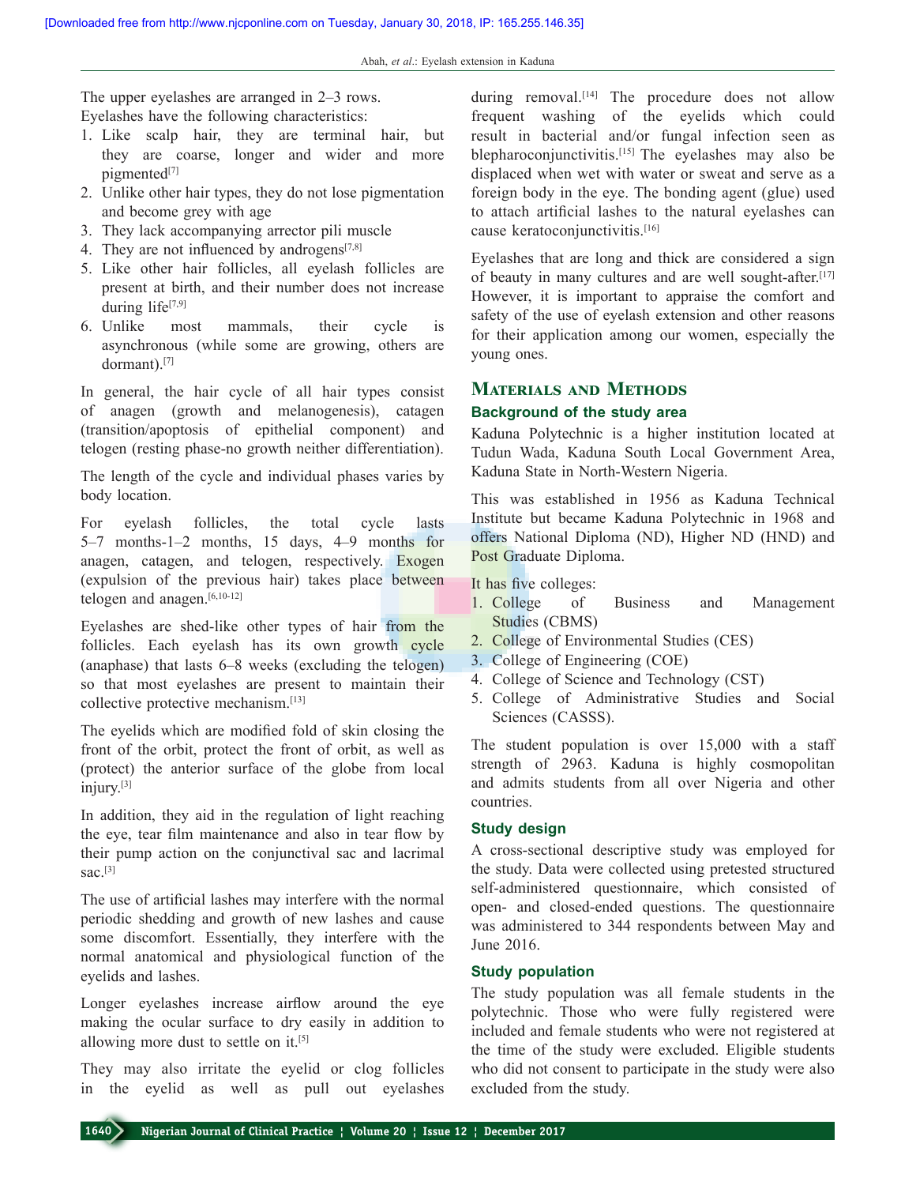The upper eyelashes are arranged in 2–3 rows.

Eyelashes have the following characteristics:

1. Like scalp hair, they are terminal hair, but they are coarse, longer and wider and more pigmented[7]
2. Unlike other hair types, they do not lose pigmentation and become grey with age
3. They lack accompanying arrector pili muscle
4. They are not influenced by androgens[7,8]
5. Like other hair follicles, all eyelash follicles are present at birth, and their number does not increase during life[7,9]
6. Unlike most mammals, their cycle is asynchronous (while some are growing, others are dormant).[7]

In general, the hair cycle of all hair types consist of anagen (growth and melanogenesis), catagen (transition/apoptosis of epithelial component) and telogen (resting phase-no growth neither differentiation).

The length of the cycle and individual phases varies by body location.

For eyelash follicles, the total cycle lasts 5–7 months-1–2 months, 15 days, 4–9 months for anagen, catagen, and telogen, respectively. Exogen (expulsion of the previous hair) takes place between telogen and anagen.[6,10-12]

Eyelashes are shed-like other types of hair from the follicles. Each eyelash has its own growth cycle (anaphase) that lasts 6–8 weeks (excluding the telogen) so that most eyelashes are present to maintain their collective protective mechanism.[13]

The eyelids which are modified fold of skin closing the front of the orbit, protect the front of orbit, as well as (protect) the anterior surface of the globe from local injury.[3]

In addition, they aid in the regulation of light reaching the eye, tear film maintenance and also in tear flow by their pump action on the conjunctival sac and lacrimal sac.[3]

The use of artificial lashes may interfere with the normal periodic shedding and growth of new lashes and cause some discomfort. Essentially, they interfere with the normal anatomical and physiological function of the eyelids and lashes.

Longer eyelashes increase airflow around the eye making the ocular surface to dry easily in addition to allowing more dust to settle on it.[5]

They may also irritate the eyelid or clog follicles in the eyelid as well as pull out eyelashes during removal.[14] The procedure does not allow frequent washing of the eyelids which could result in bacterial and/or fungal infection seen as blepharoconjunctivitis.[15] The eyelashes may also be displaced when wet with water or sweat and serve as a foreign body in the eye. The bonding agent (glue) used to attach artificial lashes to the natural eyelashes can cause keratoconjunctivitis.[16]

Eyelashes that are long and thick are considered a sign of beauty in many cultures and are well sought-after.[17] However, it is important to appraise the comfort and safety of the use of eyelash extension and other reasons for their application among our women, especially the young ones.

## Materials and Methods

### Background of the study area

Kaduna Polytechnic is a higher institution located at Tudun Wada, Kaduna South Local Government Area, Kaduna State in North-Western Nigeria.

This was established in 1956 as Kaduna Technical Institute but became Kaduna Polytechnic in 1968 and offers National Diploma (ND), Higher ND (HND) and Post Graduate Diploma.

It has five colleges:

1. College of Business and Management Studies (CBMS)
2. College of Environmental Studies (CES)
3. College of Engineering (COE)
4. College of Science and Technology (CST)
5. College of Administrative Studies and Social Sciences (CASSS).

The student population is over 15,000 with a staff strength of 2963. Kaduna is highly cosmopolitan and admits students from all over Nigeria and other countries.

### Study design

A cross-sectional descriptive study was employed for the study. Data were collected using pretested structured self-administered questionnaire, which consisted of open- and closed-ended questions. The questionnaire was administered to 344 respondents between May and June 2016.

### Study population

The study population was all female students in the polytechnic. Those who were fully registered were included and female students who were not registered at the time of the study were excluded. Eligible students who did not consent to participate in the study were also excluded from the study.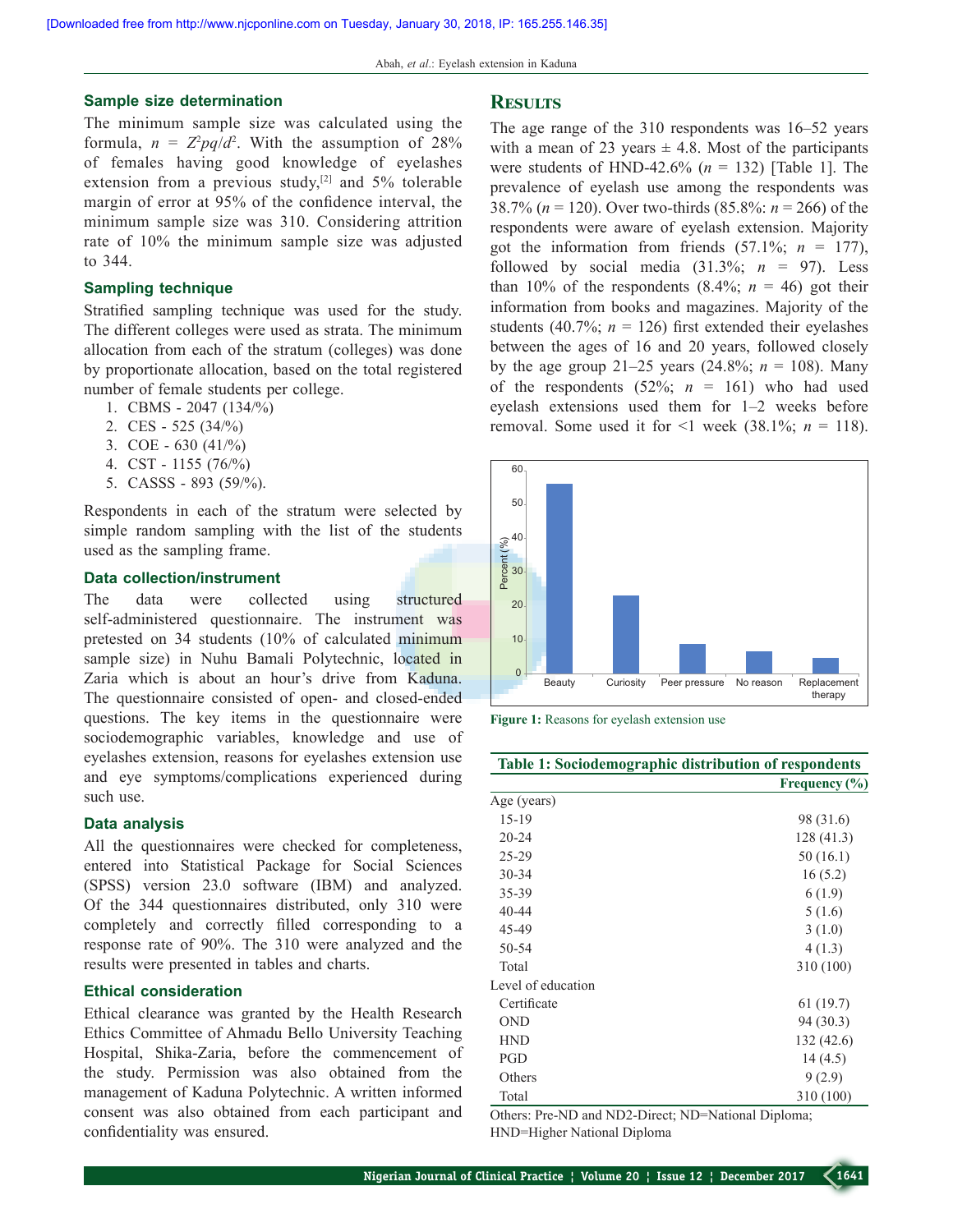### Sample size determination

The minimum sample size was calculated using the formula, $n = Z^2pq/d^2$. With the assumption of 28% of females having good knowledge of eyelashes extension from a previous study,[2] and 5% tolerable margin of error at 95% of the confidence interval, the minimum sample size was 310. Considering attrition rate of 10% the minimum sample size was adjusted to 344.

### Sampling technique

Stratified sampling technique was used for the study. The different colleges were used as strata. The minimum allocation from each of the stratum (colleges) was done by proportionate allocation, based on the total registered number of female students per college.

1. CBMS - 2047 (134/%)
2. CES - 525 (34/%)
3. COE - 630 (41/%)
4. CST - 1155 (76/%)
5. CASSS - 893 (59/%).

Respondents in each of the stratum were selected by simple random sampling with the list of the students used as the sampling frame.

### Data collection/instrument

The data were collected using structured self-administered questionnaire. The instrument was pretested on 34 students (10% of calculated minimum sample size) in Nuhu Bamali Polytechnic, located in Zaria which is about an hour's drive from Kaduna. The questionnaire consisted of open- and closed-ended questions. The key items in the questionnaire were sociodemographic variables, knowledge and use of eyelashes extension, reasons for eyelashes extension use and eye symptoms/complications experienced during such use.

### Data analysis

All the questionnaires were checked for completeness, entered into Statistical Package for Social Sciences (SPSS) version 23.0 software (IBM) and analyzed. Of the 344 questionnaires distributed, only 310 were completely and correctly filled corresponding to a response rate of 90%. The 310 were analyzed and the results were presented in tables and charts.

### Ethical consideration

Ethical clearance was granted by the Health Research Ethics Committee of Ahmadu Bello University Teaching Hospital, Shika-Zaria, before the commencement of the study. Permission was also obtained from the management of Kaduna Polytechnic. A written informed consent was also obtained from each participant and confidentiality was ensured.

## Results

The age range of the 310 respondents was 16–52 years with a mean of 23 years ± 4.8. Most of the participants were students of HND-42.6% ($n$ = 132) [Table 1]. The prevalence of eyelash use among the respondents was 38.7% ($n$ = 120). Over two-thirds (85.8%: $n$ = 266) of the respondents were aware of eyelash extension. Majority got the information from friends (57.1%; $n$ = 177), followed by social media (31.3%; $n$ = 97). Less than 10% of the respondents (8.4%; $n$ = 46) got their information from books and magazines. Majority of the students (40.7%; $n$ = 126) first extended their eyelashes between the ages of 16 and 20 years, followed closely by the age group 21–25 years (24.8%; $n$ = 108). Many of the respondents (52%; $n$ = 161) who had used eyelash extensions used them for 1–2 weeks before removal. Some used it for <1 week (38.1%; $n$ = 118).

Figure 1: Reasons for eyelash extension use

**Table 1: Sociodemographic distribution of respondents**

| | Frequency (%) |
|---|---|
| Age (years) | |
| 15-19 | 98 (31.6) |
| 20-24 | 128 (41.3) |
| 25-29 | 50 (16.1) |
| 30-34 | 16 (5.2) |
| 35-39 | 6 (1.9) |
| 40-44 | 5 (1.6) |
| 45-49 | 3 (1.0) |
| 50-54 | 4 (1.3) |
| Total | 310 (100) |
| Level of education | |
| Certificate | 61 (19.7) |
| OND | 94 (30.3) |
| HND | 132 (42.6) |
| PGD | 14 (4.5) |
| Others | 9 (2.9) |
| Total | 310 (100) |

Others: Pre-ND and ND2-Direct; ND=National Diploma; HND=Higher National Diploma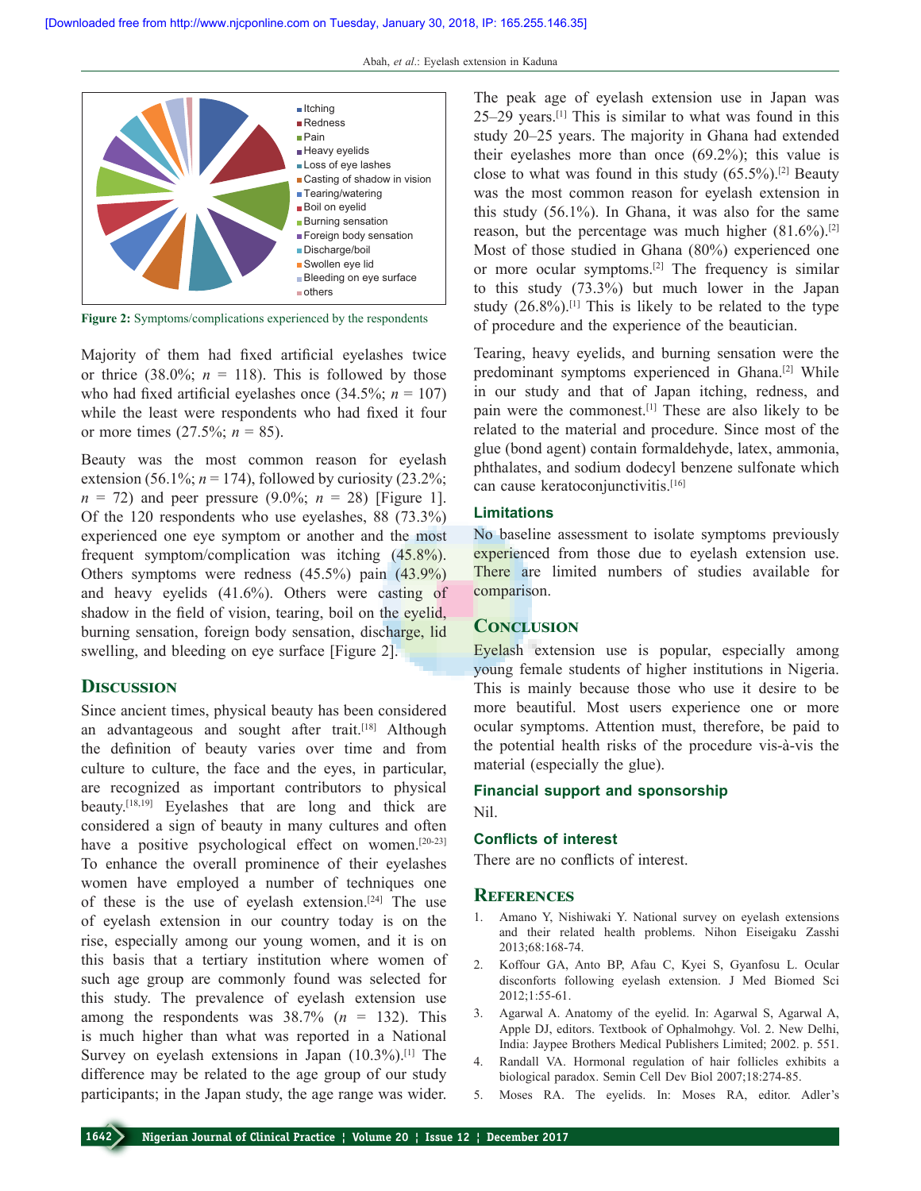Itching
Redness
Pain
Heavy eyelids
Loss of eye lashes
Casting of shadow in vision
Tearing/watering
Boil on eyelid
Burning sensation
Foreign body sensation
Discharge/boil
Swollen eye lid
Bleeding on eye surface
others

**Figure 2:** Symptoms/complications experienced by the respondents

Majority of them had fixed artificial eyelashes twice or thrice (38.0%; $n$ = 118). This is followed by those who had fixed artificial eyelashes once (34.5%; $n$ = 107) while the least were respondents who had fixed it four or more times (27.5%; $n$ = 85).

Beauty was the most common reason for eyelash extension (56.1%; $n$ = 174), followed by curiosity (23.2%; $n$ = 72) and peer pressure (9.0%; $n$ = 28) [Figure 1]. Of the 120 respondents who use eyelashes, 88 (73.3%) experienced one eye symptom or another and the most frequent symptom/complication was itching (45.8%). Others symptoms were redness (45.5%) pain (43.9%) and heavy eyelids (41.6%). Others were casting of shadow in the field of vision, tearing, boil on the eyelid, burning sensation, foreign body sensation, discharge, lid swelling, and bleeding on eye surface [Figure 2].

## Discussion

Since ancient times, physical beauty has been considered an advantageous and sought after trait.[18] Although the definition of beauty varies over time and from culture to culture, the face and the eyes, in particular, are recognized as important contributors to physical beauty.[18,19] Eyelashes that are long and thick are considered a sign of beauty in many cultures and often have a positive psychological effect on women.[20-23] To enhance the overall prominence of their eyelashes women have employed a number of techniques one of these is the use of eyelash extension.[24] The use of eyelash extension in our country today is on the rise, especially among our young women, and it is on this basis that a tertiary institution where women of such age group are commonly found was selected for this study. The prevalence of eyelash extension use among the respondents was 38.7% ($n$ = 132). This is much higher than what was reported in a National Survey on eyelash extensions in Japan (10.3%).[1] The difference may be related to the age group of our study participants; in the Japan study, the age range was wider. The peak age of eyelash extension use in Japan was 25–29 years.[1] This is similar to what was found in this study 20–25 years. The majority in Ghana had extended their eyelashes more than once (69.2%); this value is close to what was found in this study (65.5%).[2] Beauty was the most common reason for eyelash extension in this study (56.1%). In Ghana, it was also for the same reason, but the percentage was much higher (81.6%).[2] Most of those studied in Ghana (80%) experienced one or more ocular symptoms.[2] The frequency is similar to this study (73.3%) but much lower in the Japan study (26.8%).[1] This is likely to be related to the type of procedure and the experience of the beautician.

Tearing, heavy eyelids, and burning sensation were the predominant symptoms experienced in Ghana.[2] While in our study and that of Japan itching, redness, and pain were the commonest.[1] These are also likely to be related to the material and procedure. Since most of the glue (bond agent) contain formaldehyde, latex, ammonia, phthalates, and sodium dodecyl benzene sulfonate which can cause keratoconjunctivitis.[16]

### Limitations

No baseline assessment to isolate symptoms previously experienced from those due to eyelash extension use. There are limited numbers of studies available for comparison.

## Conclusion

Eyelash extension use is popular, especially among young female students of higher institutions in Nigeria. This is mainly because those who use it desire to be more beautiful. Most users experience one or more ocular symptoms. Attention must, therefore, be paid to the potential health risks of the procedure vis-à-vis the material (especially the glue).

### Financial support and sponsorship

Nil.

### Conflicts of interest

There are no conflicts of interest.

## References

1. Amano Y, Nishiwaki Y. National survey on eyelash extensions and their related health problems. Nihon Eiseigaku Zasshi 2013;68:168-74.
2. Koffour GA, Anto BP, Afau C, Kyei S, Gyanfosu L. Ocular disconforts following eyelash extension. J Med Biomed Sci 2012;1:55-61.
3. Agarwal A. Anatomy of the eyelid. In: Agarwal S, Agarwal A, Apple DJ, editors. Textbook of Ophalmohgy. Vol. 2. New Delhi, India: Jaypee Brothers Medical Publishers Limited; 2002. p. 551.
4. Randall VA. Hormonal regulation of hair follicles exhibits a biological paradox. Semin Cell Dev Biol 2007;18:274-85.
5. Moses RA. The eyelids. In: Moses RA, editor. Adler's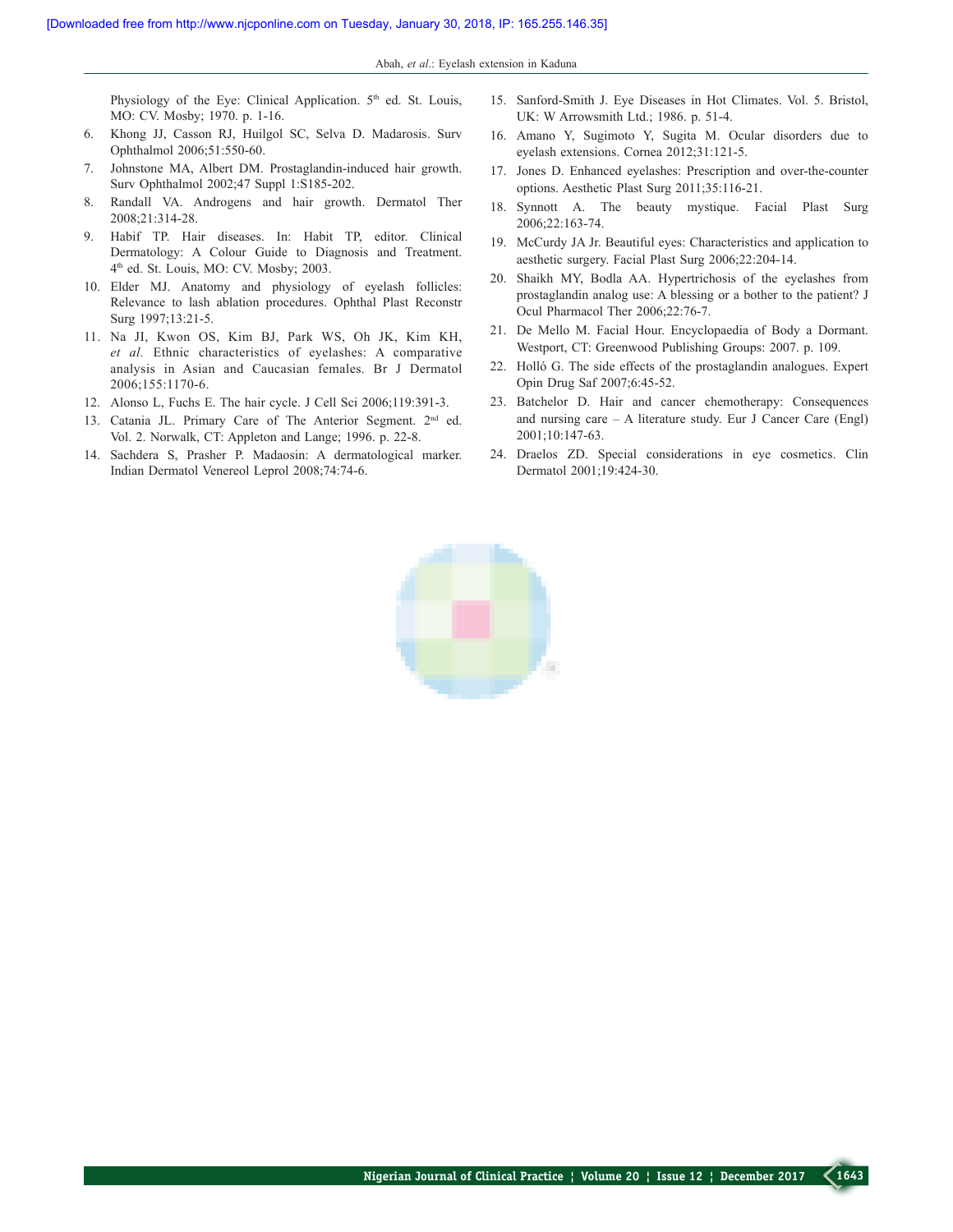Physiology of the Eye: Clinical Application. 5th ed. St. Louis, MO: CV. Mosby; 1970. p. 1-16.

6. Khong JJ, Casson RJ, Huilgol SC, Selva D. Madarosis. Surv Ophthalmol 2006;51:550-60.
7. Johnstone MA, Albert DM. Prostaglandin-induced hair growth. Surv Ophthalmol 2002;47 Suppl 1:S185-202.
8. Randall VA. Androgens and hair growth. Dermatol Ther 2008;21:314-28.
9. Habif TP. Hair diseases. In: Habit TP, editor. Clinical Dermatology: A Colour Guide to Diagnosis and Treatment. 4th ed. St. Louis, MO: CV. Mosby; 2003.
10. Elder MJ. Anatomy and physiology of eyelash follicles: Relevance to lash ablation procedures. Ophthal Plast Reconstr Surg 1997;13:21-5.
11. Na JI, Kwon OS, Kim BJ, Park WS, Oh JK, Kim KH, *et al.* Ethnic characteristics of eyelashes: A comparative analysis in Asian and Caucasian females. Br J Dermatol 2006;155:1170-6.
12. Alonso L, Fuchs E. The hair cycle. J Cell Sci 2006;119:391-3.
13. Catania JL. Primary Care of The Anterior Segment. 2nd ed. Vol. 2. Norwalk, CT: Appleton and Lange; 1996. p. 22-8.
14. Sachdera S, Prasher P. Madaosin: A dermatological marker. Indian Dermatol Venereol Leprol 2008;74:74-6.
15. Sanford-Smith J. Eye Diseases in Hot Climates. Vol. 5. Bristol, UK: W Arrowsmith Ltd.; 1986. p. 51-4.
16. Amano Y, Sugimoto Y, Sugita M. Ocular disorders due to eyelash extensions. Cornea 2012;31:121-5.
17. Jones D. Enhanced eyelashes: Prescription and over-the-counter options. Aesthetic Plast Surg 2011;35:116-21.
18. Synnott A. The beauty mystique. Facial Plast Surg 2006;22:163-74.
19. McCurdy JA Jr. Beautiful eyes: Characteristics and application to aesthetic surgery. Facial Plast Surg 2006;22:204-14.
20. Shaikh MY, Bodla AA. Hypertrichosis of the eyelashes from prostaglandin analog use: A blessing or a bother to the patient? J Ocul Pharmacol Ther 2006;22:76-7.
21. De Mello M. Facial Hour. Encyclopaedia of Body a Dormant. Westport, CT: Greenwood Publishing Groups: 2007. p. 109.
22. Holló G. The side effects of the prostaglandin analogues. Expert Opin Drug Saf 2007;6:45-52.
23. Batchelor D. Hair and cancer chemotherapy: Consequences and nursing care – A literature study. Eur J Cancer Care (Engl) 2001;10:147-63.
24. Draelos ZD. Special considerations in eye cosmetics. Clin Dermatol 2001;19:424-30.